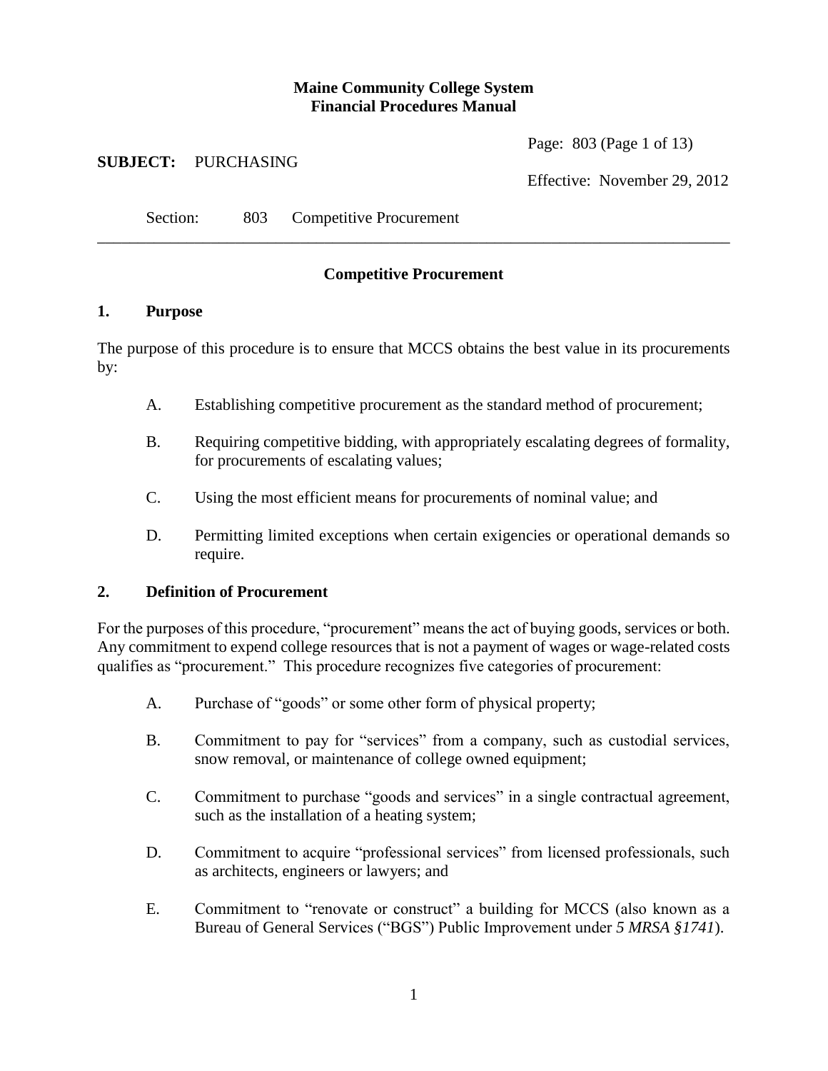**Maine Community College System**
**Financial Procedures Manual**

**SUBJECT:** PURCHASING

Page: 803 (Page 1 of 13)

Effective: November 29, 2012

Section: 803 Competitive Procurement

## Competitive Procurement

### 1. Purpose

The purpose of this procedure is to ensure that MCCS obtains the best value in its procurements by:

A. Establishing competitive procurement as the standard method of procurement;

B. Requiring competitive bidding, with appropriately escalating degrees of formality, for procurements of escalating values;

C. Using the most efficient means for procurements of nominal value; and

D. Permitting limited exceptions when certain exigencies or operational demands so require.

### 2. Definition of Procurement

For the purposes of this procedure, "procurement" means the act of buying goods, services or both. Any commitment to expend college resources that is not a payment of wages or wage-related costs qualifies as "procurement." This procedure recognizes five categories of procurement:

A. Purchase of "goods" or some other form of physical property;

B. Commitment to pay for "services" from a company, such as custodial services, snow removal, or maintenance of college owned equipment;

C. Commitment to purchase "goods and services" in a single contractual agreement, such as the installation of a heating system;

D. Commitment to acquire "professional services" from licensed professionals, such as architects, engineers or lawyers; and

E. Commitment to "renovate or construct" a building for MCCS (also known as a Bureau of General Services ("BGS") Public Improvement under *5 MRSA §1741*).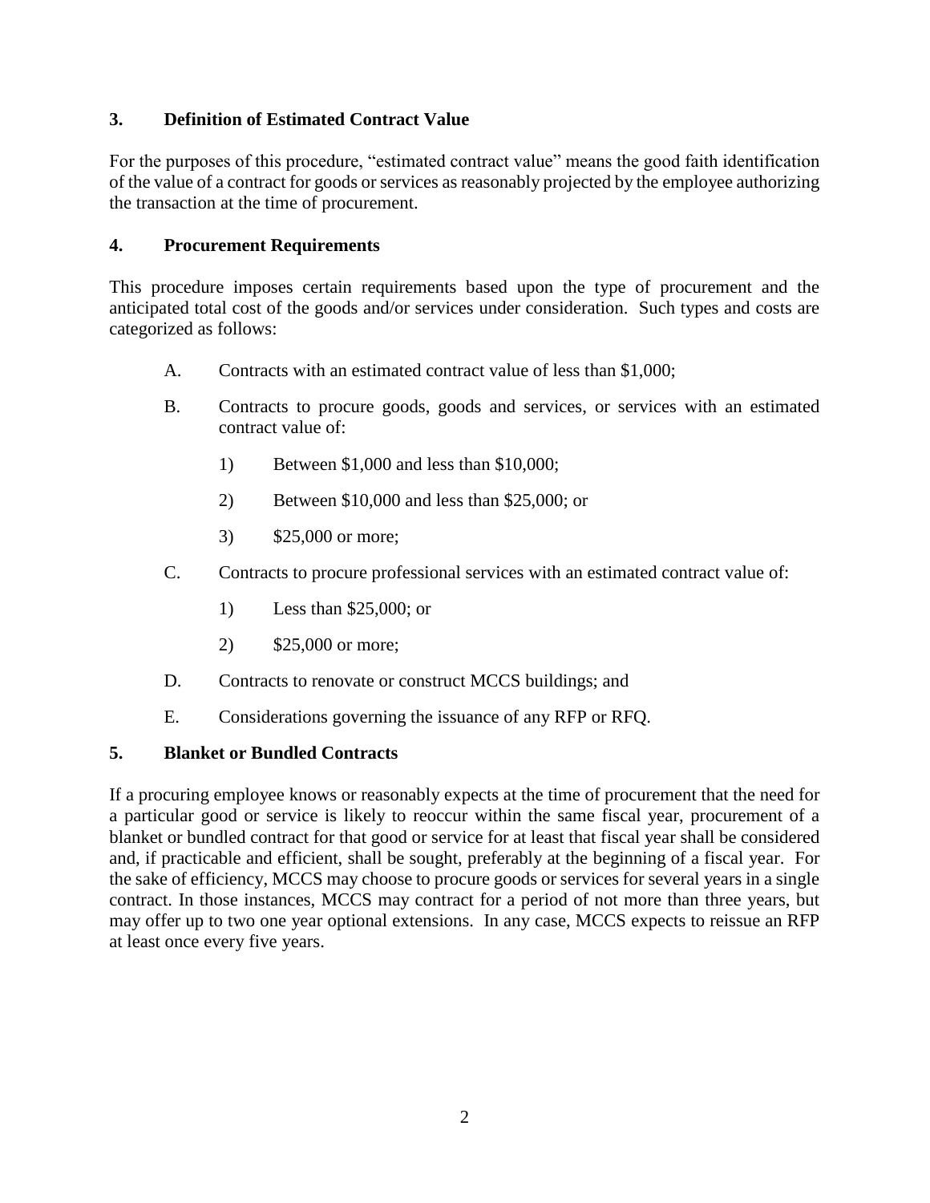### 3. Definition of Estimated Contract Value

For the purposes of this procedure, "estimated contract value" means the good faith identification of the value of a contract for goods or services as reasonably projected by the employee authorizing the transaction at the time of procurement.

### 4. Procurement Requirements

This procedure imposes certain requirements based upon the type of procurement and the anticipated total cost of the goods and/or services under consideration. Such types and costs are categorized as follows:

A. Contracts with an estimated contract value of less than $1,000;

B. Contracts to procure goods, goods and services, or services with an estimated contract value of:

1) Between $1,000 and less than $10,000;

2) Between $10,000 and less than $25,000; or

3) $25,000 or more;

C. Contracts to procure professional services with an estimated contract value of:

1) Less than $25,000; or

2) $25,000 or more;

D. Contracts to renovate or construct MCCS buildings; and

E. Considerations governing the issuance of any RFP or RFQ.

### 5. Blanket or Bundled Contracts

If a procuring employee knows or reasonably expects at the time of procurement that the need for a particular good or service is likely to reoccur within the same fiscal year, procurement of a blanket or bundled contract for that good or service for at least that fiscal year shall be considered and, if practicable and efficient, shall be sought, preferably at the beginning of a fiscal year. For the sake of efficiency, MCCS may choose to procure goods or services for several years in a single contract. In those instances, MCCS may contract for a period of not more than three years, but may offer up to two one year optional extensions. In any case, MCCS expects to reissue an RFP at least once every five years.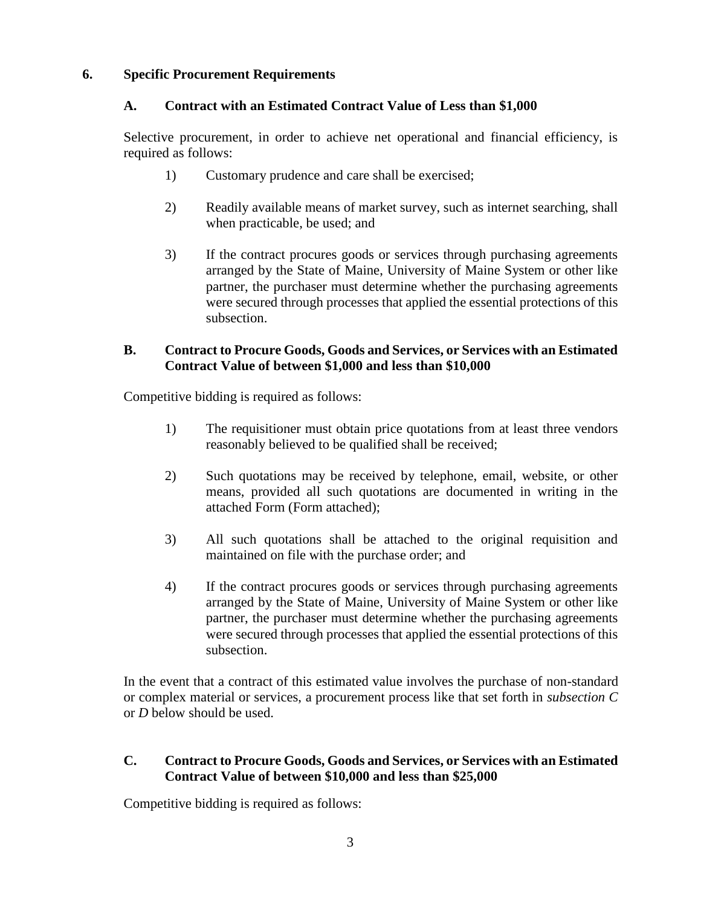## 6. Specific Procurement Requirements

### A. Contract with an Estimated Contract Value of Less than $1,000

Selective procurement, in order to achieve net operational and financial efficiency, is required as follows:

1) Customary prudence and care shall be exercised;

2) Readily available means of market survey, such as internet searching, shall when practicable, be used; and

3) If the contract procures goods or services through purchasing agreements arranged by the State of Maine, University of Maine System or other like partner, the purchaser must determine whether the purchasing agreements were secured through processes that applied the essential protections of this subsection.

### B. Contract to Procure Goods, Goods and Services, or Services with an Estimated Contract Value of between $1,000 and less than $10,000

Competitive bidding is required as follows:

1) The requisitioner must obtain price quotations from at least three vendors reasonably believed to be qualified shall be received;

2) Such quotations may be received by telephone, email, website, or other means, provided all such quotations are documented in writing in the attached Form (Form attached);

3) All such quotations shall be attached to the original requisition and maintained on file with the purchase order; and

4) If the contract procures goods or services through purchasing agreements arranged by the State of Maine, University of Maine System or other like partner, the purchaser must determine whether the purchasing agreements were secured through processes that applied the essential protections of this subsection.

In the event that a contract of this estimated value involves the purchase of non-standard or complex material or services, a procurement process like that set forth in *subsection C* or *D* below should be used.

### C. Contract to Procure Goods, Goods and Services, or Services with an Estimated Contract Value of between $10,000 and less than $25,000

Competitive bidding is required as follows: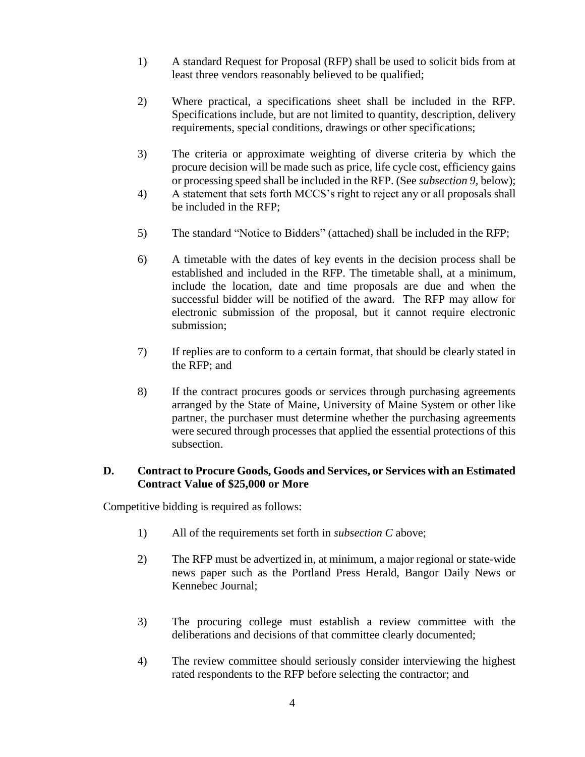1) A standard Request for Proposal (RFP) shall be used to solicit bids from at least three vendors reasonably believed to be qualified;

2) Where practical, a specifications sheet shall be included in the RFP. Specifications include, but are not limited to quantity, description, delivery requirements, special conditions, drawings or other specifications;

3) The criteria or approximate weighting of diverse criteria by which the procure decision will be made such as price, life cycle cost, efficiency gains or processing speed shall be included in the RFP. (See *subsection 9,* below);

4) A statement that sets forth MCCS's right to reject any or all proposals shall be included in the RFP;

5) The standard "Notice to Bidders" (attached) shall be included in the RFP;

6) A timetable with the dates of key events in the decision process shall be established and included in the RFP. The timetable shall, at a minimum, include the location, date and time proposals are due and when the successful bidder will be notified of the award. The RFP may allow for electronic submission of the proposal, but it cannot require electronic submission;

7) If replies are to conform to a certain format, that should be clearly stated in the RFP; and

8) If the contract procures goods or services through purchasing agreements arranged by the State of Maine, University of Maine System or other like partner, the purchaser must determine whether the purchasing agreements were secured through processes that applied the essential protections of this subsection.

**D. Contract to Procure Goods, Goods and Services, or Services with an Estimated Contract Value of $25,000 or More**

Competitive bidding is required as follows:

1) All of the requirements set forth in *subsection C* above;

2) The RFP must be advertized in, at minimum, a major regional or state-wide news paper such as the Portland Press Herald, Bangor Daily News or Kennebec Journal;

3) The procuring college must establish a review committee with the deliberations and decisions of that committee clearly documented;

4) The review committee should seriously consider interviewing the highest rated respondents to the RFP before selecting the contractor; and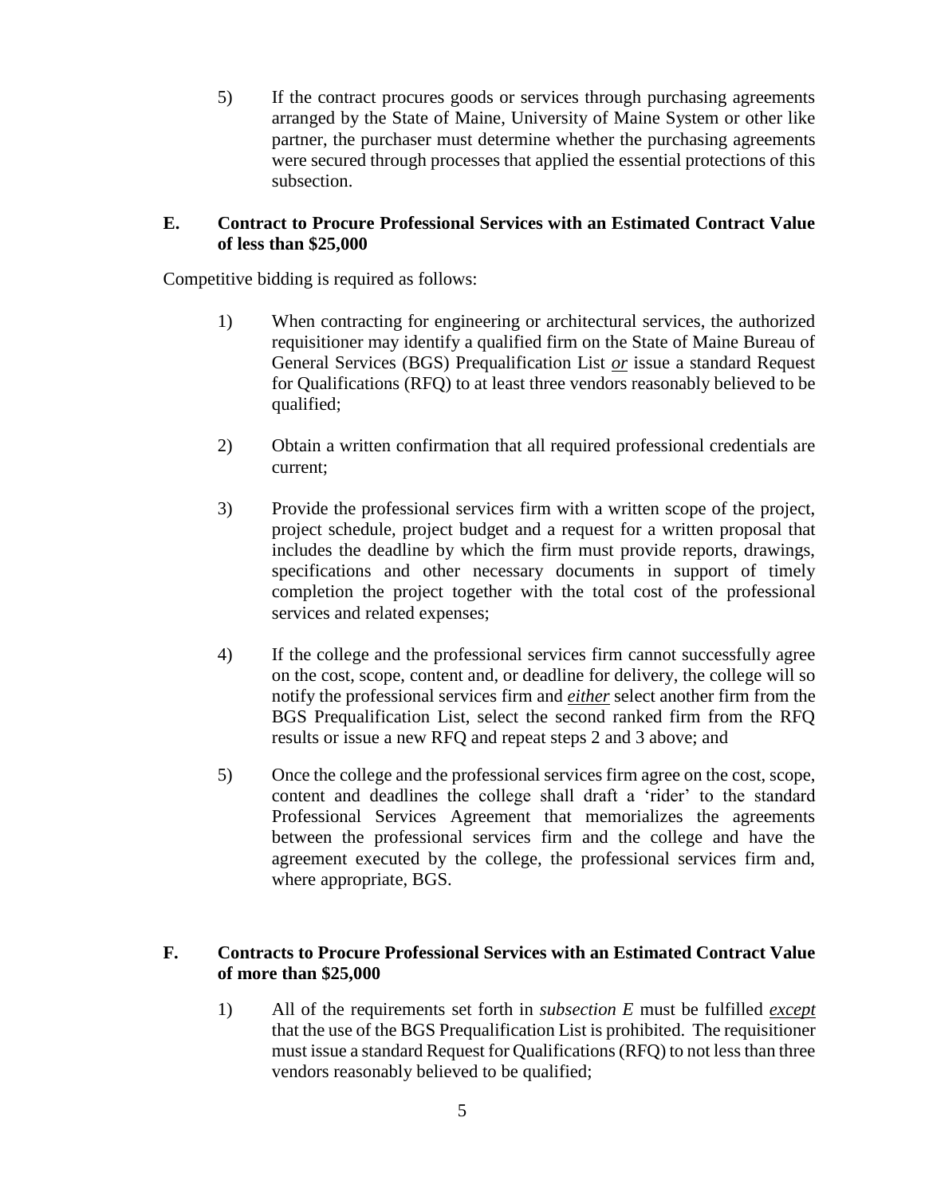5) If the contract procures goods or services through purchasing agreements arranged by the State of Maine, University of Maine System or other like partner, the purchaser must determine whether the purchasing agreements were secured through processes that applied the essential protections of this subsection.

### E. Contract to Procure Professional Services with an Estimated Contract Value of less than $25,000

Competitive bidding is required as follows:

1) When contracting for engineering or architectural services, the authorized requisitioner may identify a qualified firm on the State of Maine Bureau of General Services (BGS) Prequalification List ***or*** issue a standard Request for Qualifications (RFQ) to at least three vendors reasonably believed to be qualified;

2) Obtain a written confirmation that all required professional credentials are current;

3) Provide the professional services firm with a written scope of the project, project schedule, project budget and a request for a written proposal that includes the deadline by which the firm must provide reports, drawings, specifications and other necessary documents in support of timely completion the project together with the total cost of the professional services and related expenses;

4) If the college and the professional services firm cannot successfully agree on the cost, scope, content and, or deadline for delivery, the college will so notify the professional services firm and ***either*** select another firm from the BGS Prequalification List, select the second ranked firm from the RFQ results or issue a new RFQ and repeat steps 2 and 3 above; and

5) Once the college and the professional services firm agree on the cost, scope, content and deadlines the college shall draft a 'rider' to the standard Professional Services Agreement that memorializes the agreements between the professional services firm and the college and have the agreement executed by the college, the professional services firm and, where appropriate, BGS.

### F. Contracts to Procure Professional Services with an Estimated Contract Value of more than $25,000

1) All of the requirements set forth in *subsection E* must be fulfilled ***except*** that the use of the BGS Prequalification List is prohibited. The requisitioner must issue a standard Request for Qualifications (RFQ) to not less than three vendors reasonably believed to be qualified;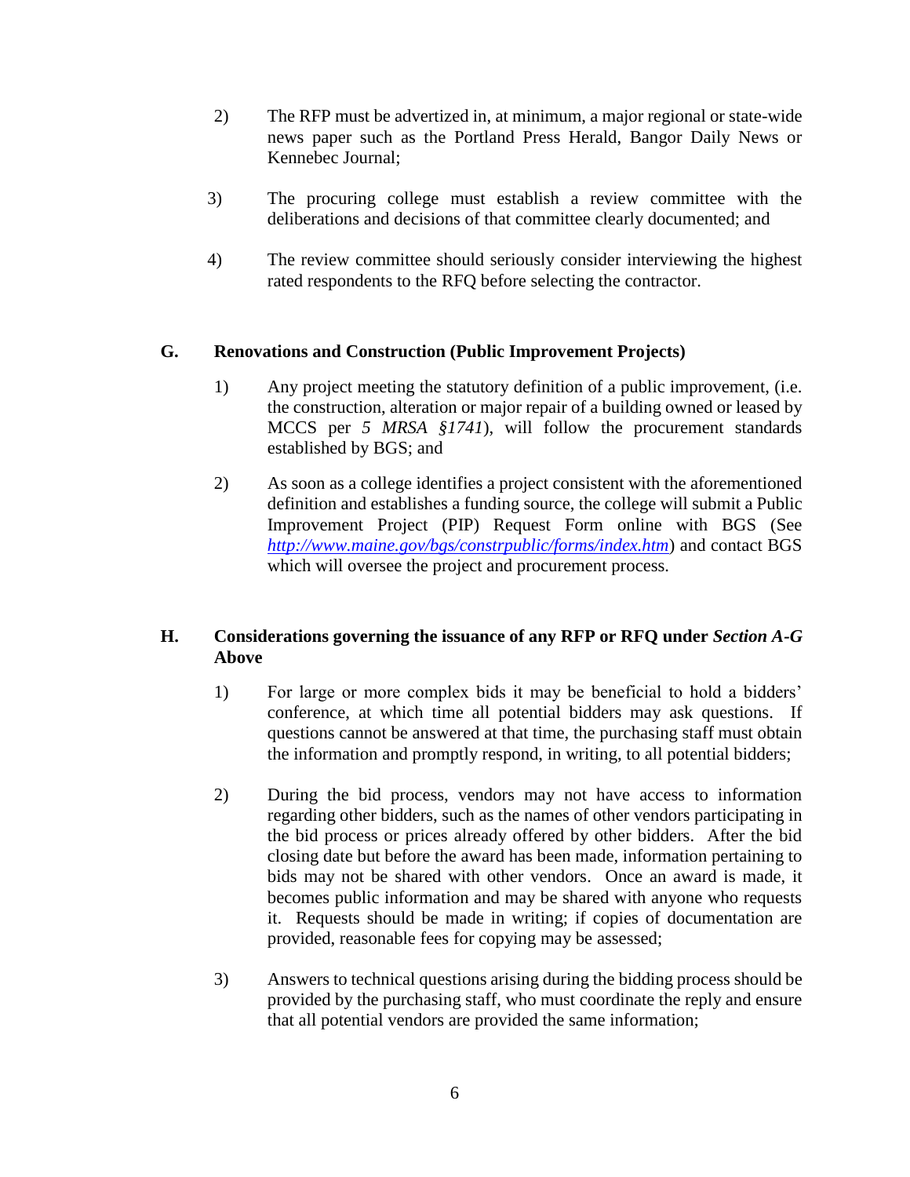2) The RFP must be advertized in, at minimum, a major regional or state-wide news paper such as the Portland Press Herald, Bangor Daily News or Kennebec Journal;

3) The procuring college must establish a review committee with the deliberations and decisions of that committee clearly documented; and

4) The review committee should seriously consider interviewing the highest rated respondents to the RFQ before selecting the contractor.

## G. Renovations and Construction (Public Improvement Projects)

1) Any project meeting the statutory definition of a public improvement, (i.e. the construction, alteration or major repair of a building owned or leased by MCCS per *5 MRSA §1741*), will follow the procurement standards established by BGS; and

2) As soon as a college identifies a project consistent with the aforementioned definition and establishes a funding source, the college will submit a Public Improvement Project (PIP) Request Form online with BGS (See *http://www.maine.gov/bgs/constrpublic/forms/index.htm*) and contact BGS which will oversee the project and procurement process.

## H. Considerations governing the issuance of any RFP or RFQ under *Section A-G* Above

1) For large or more complex bids it may be beneficial to hold a bidders' conference, at which time all potential bidders may ask questions. If questions cannot be answered at that time, the purchasing staff must obtain the information and promptly respond, in writing, to all potential bidders;

2) During the bid process, vendors may not have access to information regarding other bidders, such as the names of other vendors participating in the bid process or prices already offered by other bidders. After the bid closing date but before the award has been made, information pertaining to bids may not be shared with other vendors. Once an award is made, it becomes public information and may be shared with anyone who requests it. Requests should be made in writing; if copies of documentation are provided, reasonable fees for copying may be assessed;

3) Answers to technical questions arising during the bidding process should be provided by the purchasing staff, who must coordinate the reply and ensure that all potential vendors are provided the same information;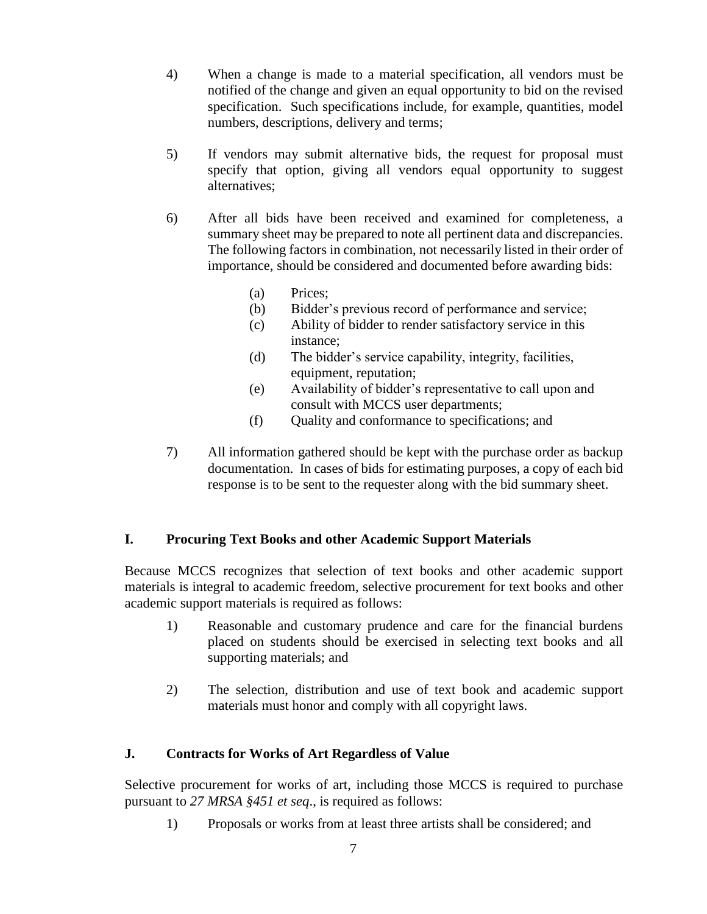4) When a change is made to a material specification, all vendors must be notified of the change and given an equal opportunity to bid on the revised specification. Such specifications include, for example, quantities, model numbers, descriptions, delivery and terms;

5) If vendors may submit alternative bids, the request for proposal must specify that option, giving all vendors equal opportunity to suggest alternatives;

6) After all bids have been received and examined for completeness, a summary sheet may be prepared to note all pertinent data and discrepancies. The following factors in combination, not necessarily listed in their order of importance, should be considered and documented before awarding bids:

    (a) Prices;
    (b) Bidder's previous record of performance and service;
    (c) Ability of bidder to render satisfactory service in this instance;
    (d) The bidder's service capability, integrity, facilities, equipment, reputation;
    (e) Availability of bidder's representative to call upon and consult with MCCS user departments;
    (f) Quality and conformance to specifications; and

7) All information gathered should be kept with the purchase order as backup documentation. In cases of bids for estimating purposes, a copy of each bid response is to be sent to the requester along with the bid summary sheet.

### I. Procuring Text Books and other Academic Support Materials

Because MCCS recognizes that selection of text books and other academic support materials is integral to academic freedom, selective procurement for text books and other academic support materials is required as follows:

1) Reasonable and customary prudence and care for the financial burdens placed on students should be exercised in selecting text books and all supporting materials; and

2) The selection, distribution and use of text book and academic support materials must honor and comply with all copyright laws.

### J. Contracts for Works of Art Regardless of Value

Selective procurement for works of art, including those MCCS is required to purchase pursuant to *27 MRSA §451 et seq*., is required as follows:

1) Proposals or works from at least three artists shall be considered; and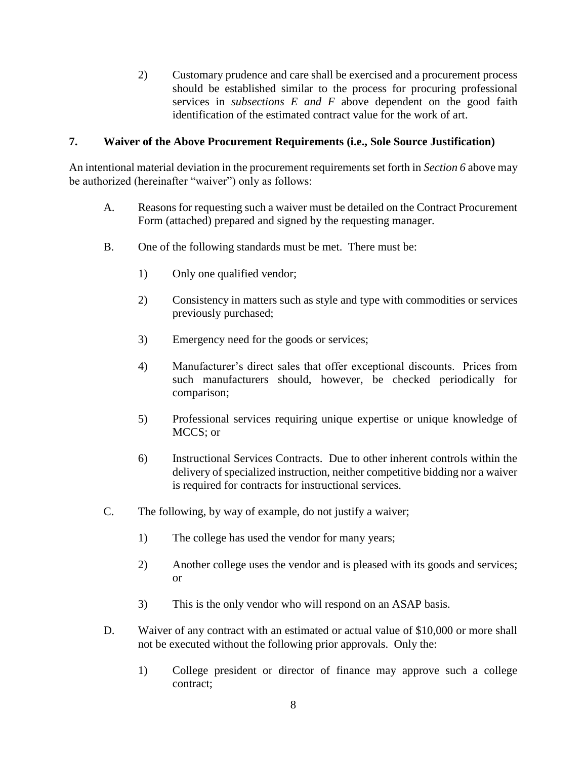2) Customary prudence and care shall be exercised and a procurement process should be established similar to the process for procuring professional services in *subsections E and F* above dependent on the good faith identification of the estimated contract value for the work of art.

## 7. Waiver of the Above Procurement Requirements (i.e., Sole Source Justification)

An intentional material deviation in the procurement requirements set forth in *Section 6* above may be authorized (hereinafter "waiver") only as follows:

A. Reasons for requesting such a waiver must be detailed on the Contract Procurement Form (attached) prepared and signed by the requesting manager.

B. One of the following standards must be met. There must be:

   1) Only one qualified vendor;

   2) Consistency in matters such as style and type with commodities or services previously purchased;

   3) Emergency need for the goods or services;

   4) Manufacturer's direct sales that offer exceptional discounts. Prices from such manufacturers should, however, be checked periodically for comparison;

   5) Professional services requiring unique expertise or unique knowledge of MCCS; or

   6) Instructional Services Contracts. Due to other inherent controls within the delivery of specialized instruction, neither competitive bidding nor a waiver is required for contracts for instructional services.

C. The following, by way of example, do not justify a waiver;

   1) The college has used the vendor for many years;

   2) Another college uses the vendor and is pleased with its goods and services; or

   3) This is the only vendor who will respond on an ASAP basis.

D. Waiver of any contract with an estimated or actual value of $10,000 or more shall not be executed without the following prior approvals. Only the:

   1) College president or director of finance may approve such a college contract;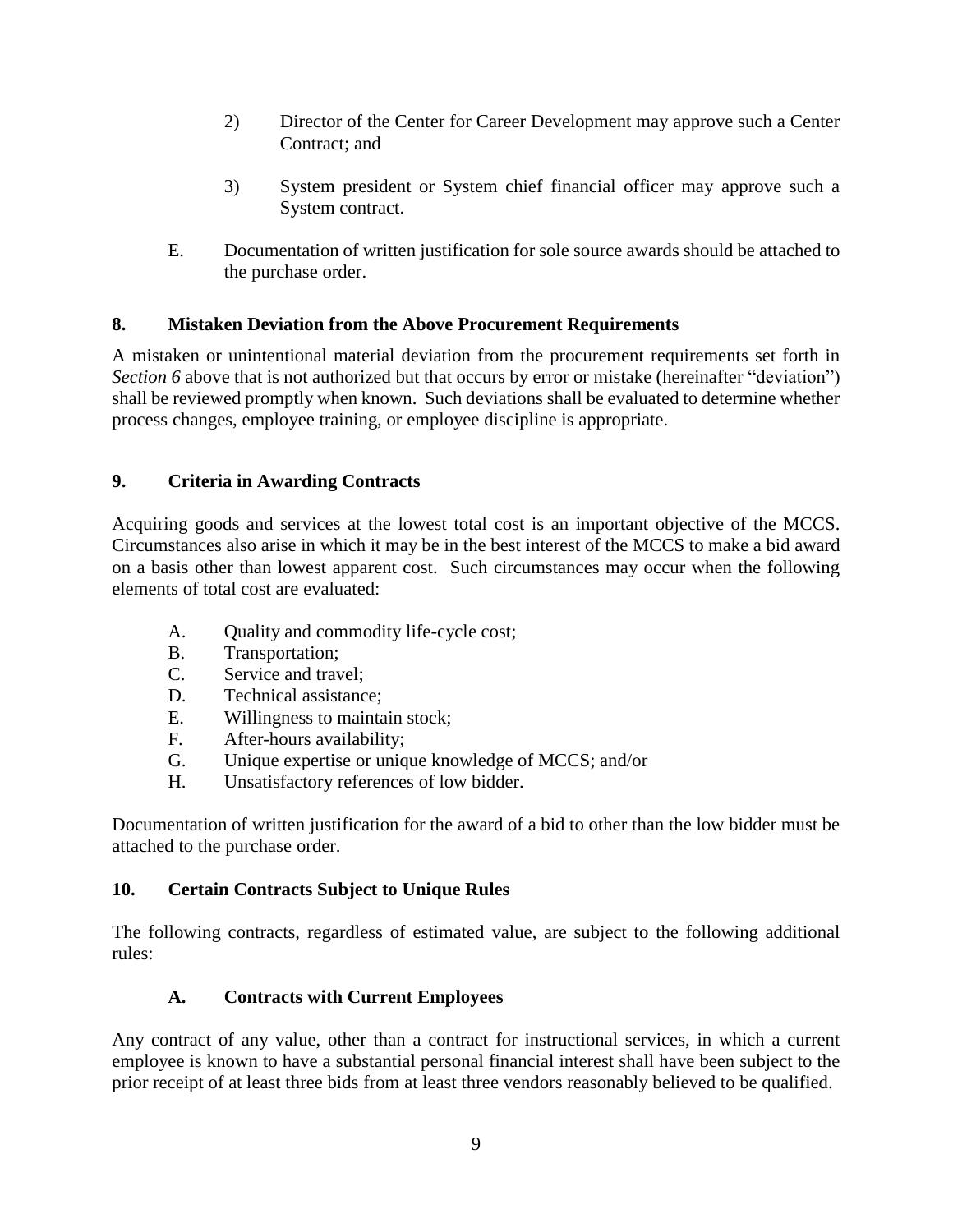2) Director of the Center for Career Development may approve such a Center Contract; and

3) System president or System chief financial officer may approve such a System contract.

E. Documentation of written justification for sole source awards should be attached to the purchase order.

## 8. Mistaken Deviation from the Above Procurement Requirements

A mistaken or unintentional material deviation from the procurement requirements set forth in *Section 6* above that is not authorized but that occurs by error or mistake (hereinafter "deviation") shall be reviewed promptly when known. Such deviations shall be evaluated to determine whether process changes, employee training, or employee discipline is appropriate.

## 9. Criteria in Awarding Contracts

Acquiring goods and services at the lowest total cost is an important objective of the MCCS. Circumstances also arise in which it may be in the best interest of the MCCS to make a bid award on a basis other than lowest apparent cost. Such circumstances may occur when the following elements of total cost are evaluated:

A. Quality and commodity life-cycle cost;
B. Transportation;
C. Service and travel;
D. Technical assistance;
E. Willingness to maintain stock;
F. After-hours availability;
G. Unique expertise or unique knowledge of MCCS; and/or
H. Unsatisfactory references of low bidder.

Documentation of written justification for the award of a bid to other than the low bidder must be attached to the purchase order.

## 10. Certain Contracts Subject to Unique Rules

The following contracts, regardless of estimated value, are subject to the following additional rules:

### A. Contracts with Current Employees

Any contract of any value, other than a contract for instructional services, in which a current employee is known to have a substantial personal financial interest shall have been subject to the prior receipt of at least three bids from at least three vendors reasonably believed to be qualified.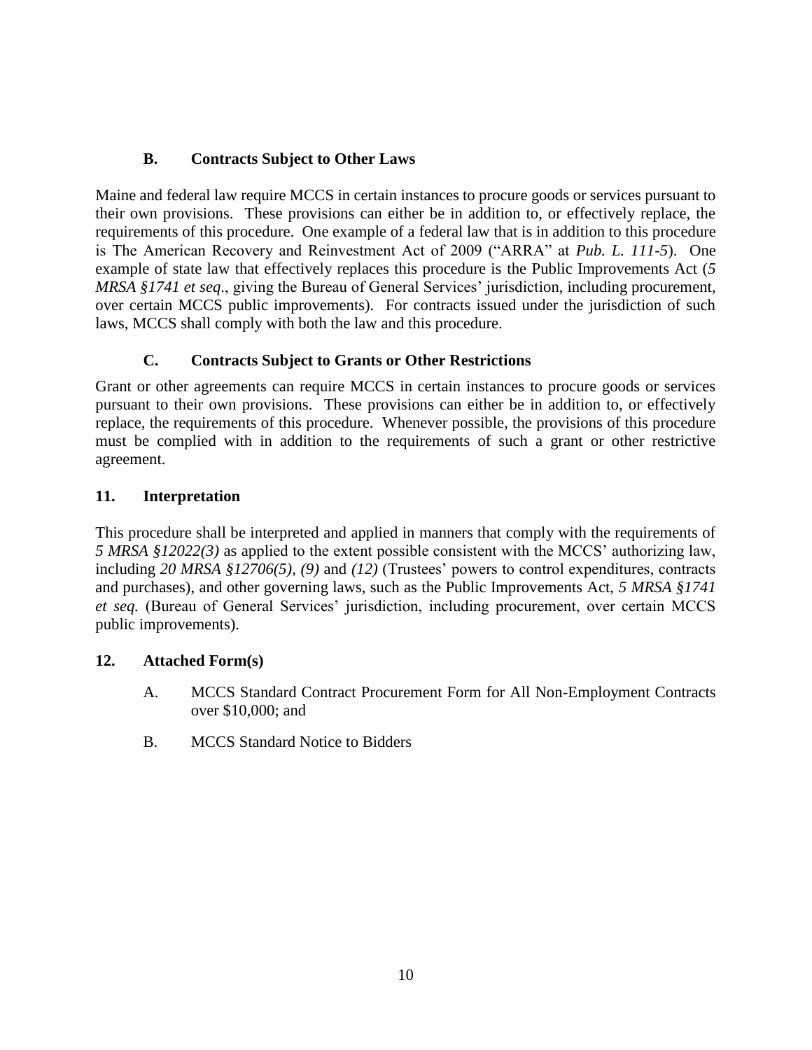### B. Contracts Subject to Other Laws

Maine and federal law require MCCS in certain instances to procure goods or services pursuant to their own provisions. These provisions can either be in addition to, or effectively replace, the requirements of this procedure. One example of a federal law that is in addition to this procedure is The American Recovery and Reinvestment Act of 2009 ("ARRA" at *Pub. L. 111-5*). One example of state law that effectively replaces this procedure is the Public Improvements Act (*5 MRSA §1741 et seq*., giving the Bureau of General Services' jurisdiction, including procurement, over certain MCCS public improvements). For contracts issued under the jurisdiction of such laws, MCCS shall comply with both the law and this procedure.

### C. Contracts Subject to Grants or Other Restrictions

Grant or other agreements can require MCCS in certain instances to procure goods or services pursuant to their own provisions. These provisions can either be in addition to, or effectively replace, the requirements of this procedure. Whenever possible, the provisions of this procedure must be complied with in addition to the requirements of such a grant or other restrictive agreement.

## 11. Interpretation

This procedure shall be interpreted and applied in manners that comply with the requirements of *5 MRSA §12022(3)* as applied to the extent possible consistent with the MCCS' authorizing law, including *20 MRSA §12706(5), (9)* and *(12)* (Trustees' powers to control expenditures, contracts and purchases), and other governing laws, such as the Public Improvements Act, *5 MRSA §1741 et seq.* (Bureau of General Services' jurisdiction, including procurement, over certain MCCS public improvements).

## 12. Attached Form(s)

A. MCCS Standard Contract Procurement Form for All Non-Employment Contracts over $10,000; and

B. MCCS Standard Notice to Bidders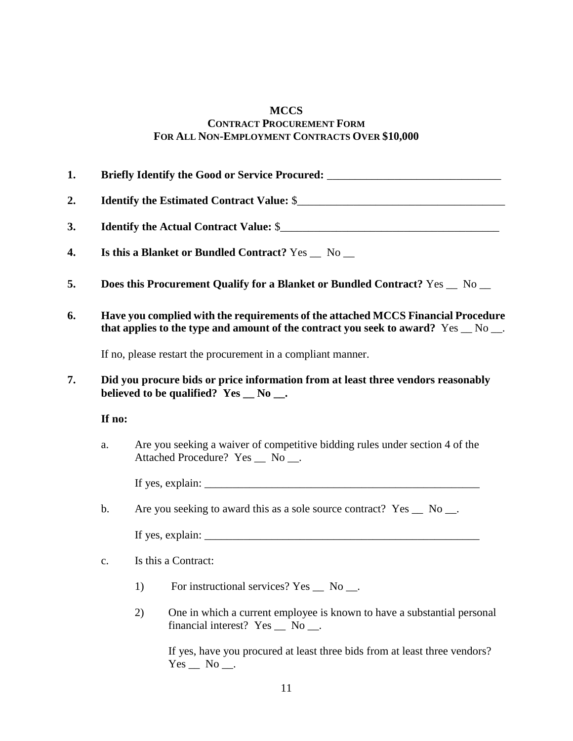**MCCS**

**CONTRACT PROCUREMENT FORM**

**FOR ALL NON-EMPLOYMENT CONTRACTS OVER $10,000**

1. **Briefly Identify the Good or Service Procured:** _______________________________

2. **Identify the Estimated Contract Value:** $_____________________________________

3. **Identify the Actual Contract Value:** $_______________________________________

4. **Is this a Blanket or Bundled Contract?** Yes __ No __

5. **Does this Procurement Qualify for a Blanket or Bundled Contract?** Yes __ No __

6. **Have you complied with the requirements of the attached MCCS Financial Procedure that applies to the type and amount of the contract you seek to award?** Yes __ No __.

   If no, please restart the procurement in a compliant manner.

7. **Did you procure bids or price information from at least three vendors reasonably believed to be qualified? Yes __ No __.**

   **If no:**

   a. Are you seeking a waiver of competitive bidding rules under section 4 of the Attached Procedure? Yes __ No __.

      If yes, explain: _______________________________________________

   b. Are you seeking to award this as a sole source contract? Yes __ No __.

      If yes, explain: _______________________________________________

   c. Is this a Contract:

      1) For instructional services? Yes __ No __.

      2) One in which a current employee is known to have a substantial personal financial interest? Yes __ No __.

         If yes, have you procured at least three bids from at least three vendors? Yes __ No __.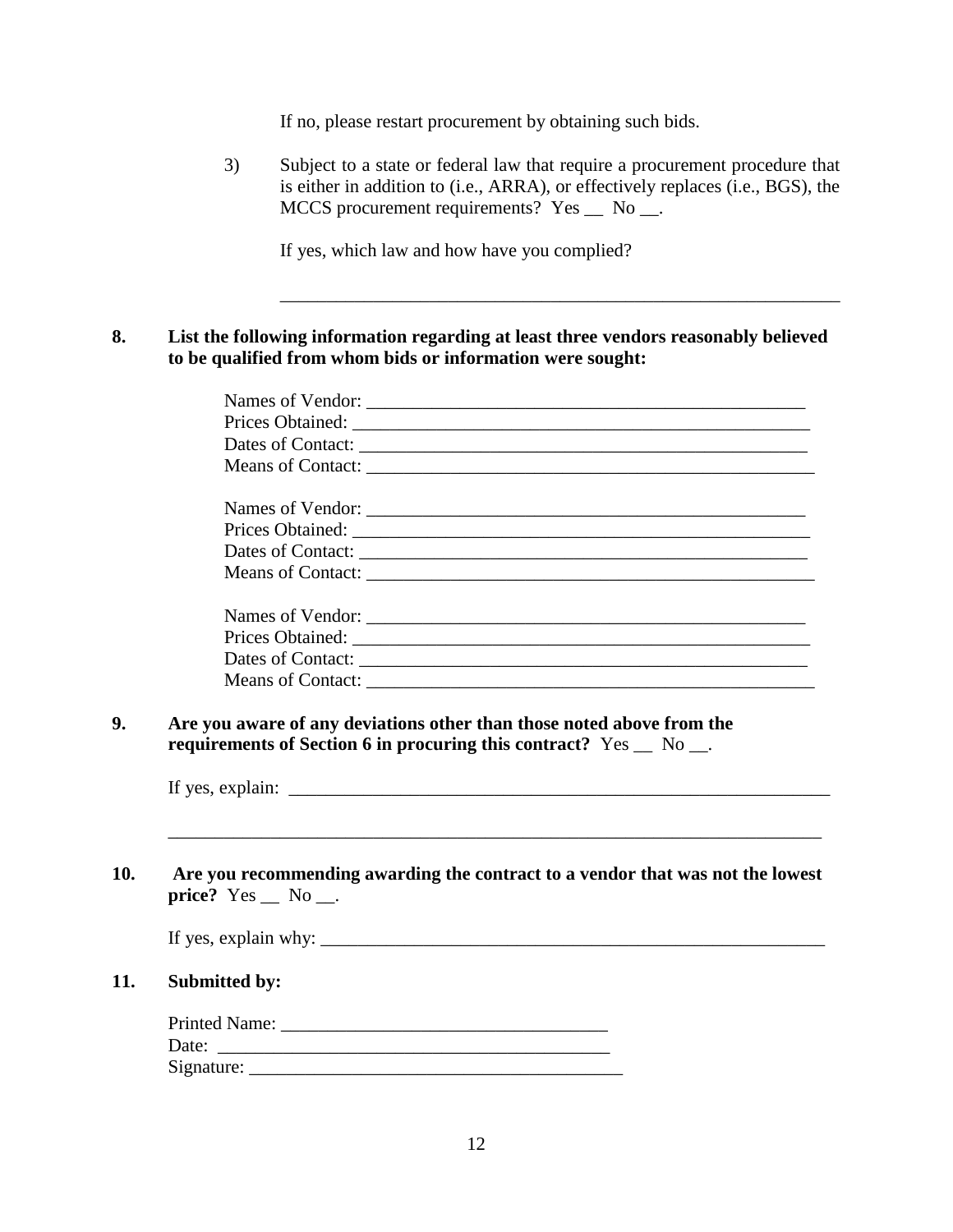If no, please restart procurement by obtaining such bids.

3) Subject to a state or federal law that require a procurement procedure that is either in addition to (i.e., ARRA), or effectively replaces (i.e., BGS), the MCCS procurement requirements? Yes __ No __.

If yes, which law and how have you complied?

_______________________________________________________________

**8. List the following information regarding at least three vendors reasonably believed to be qualified from whom bids or information were sought:**

Names of Vendor: _________________________________________________
Prices Obtained: __________________________________________________
Dates of Contact: _________________________________________________
Means of Contact: ________________________________________________

Names of Vendor: _________________________________________________
Prices Obtained: __________________________________________________
Dates of Contact: _________________________________________________
Means of Contact: ________________________________________________

Names of Vendor: _________________________________________________
Prices Obtained: __________________________________________________
Dates of Contact: _________________________________________________
Means of Contact: ________________________________________________

**9. Are you aware of any deviations other than those noted above from the requirements of Section 6 in procuring this contract?** Yes __ No __.

If yes, explain: ______________________________________________________________

_________________________________________________________________________

**10. Are you recommending awarding the contract to a vendor that was not the lowest price?** Yes __ No __.

If yes, explain why: _________________________________________________________

**11. Submitted by:**

Printed Name: ___________________________________
Date: __________________________________________
Signature: ________________________________________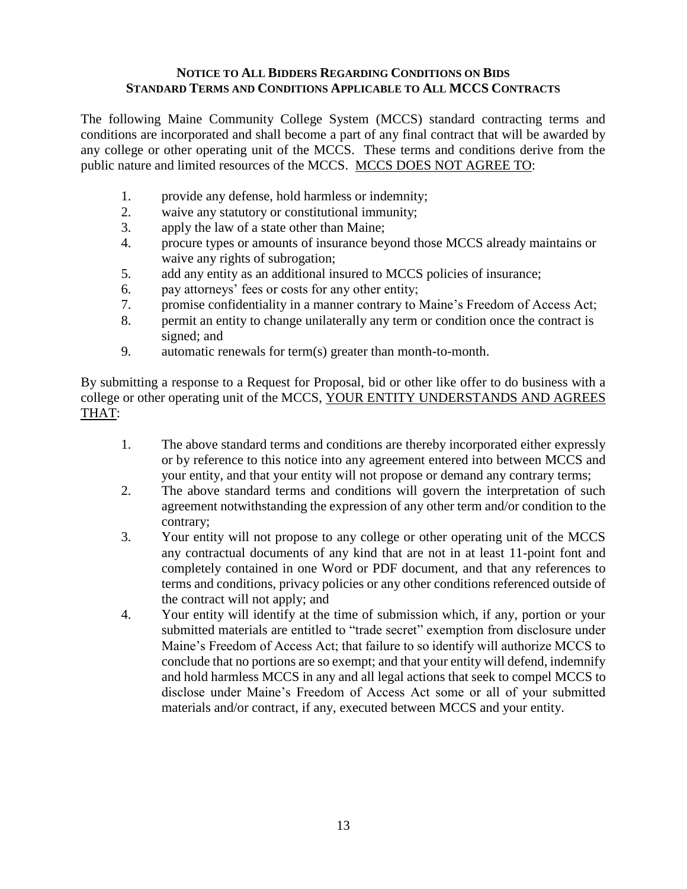**NOTICE TO ALL BIDDERS REGARDING CONDITIONS ON BIDS**
**STANDARD TERMS AND CONDITIONS APPLICABLE TO ALL MCCS CONTRACTS**

The following Maine Community College System (MCCS) standard contracting terms and conditions are incorporated and shall become a part of any final contract that will be awarded by any college or other operating unit of the MCCS. These terms and conditions derive from the public nature and limited resources of the MCCS. MCCS DOES NOT AGREE TO:

1. provide any defense, hold harmless or indemnity;
2. waive any statutory or constitutional immunity;
3. apply the law of a state other than Maine;
4. procure types or amounts of insurance beyond those MCCS already maintains or waive any rights of subrogation;
5. add any entity as an additional insured to MCCS policies of insurance;
6. pay attorneys' fees or costs for any other entity;
7. promise confidentiality in a manner contrary to Maine's Freedom of Access Act;
8. permit an entity to change unilaterally any term or condition once the contract is signed; and
9. automatic renewals for term(s) greater than month-to-month.

By submitting a response to a Request for Proposal, bid or other like offer to do business with a college or other operating unit of the MCCS, YOUR ENTITY UNDERSTANDS AND AGREES THAT:

1. The above standard terms and conditions are thereby incorporated either expressly or by reference to this notice into any agreement entered into between MCCS and your entity, and that your entity will not propose or demand any contrary terms;
2. The above standard terms and conditions will govern the interpretation of such agreement notwithstanding the expression of any other term and/or condition to the contrary;
3. Your entity will not propose to any college or other operating unit of the MCCS any contractual documents of any kind that are not in at least 11-point font and completely contained in one Word or PDF document, and that any references to terms and conditions, privacy policies or any other conditions referenced outside of the contract will not apply; and
4. Your entity will identify at the time of submission which, if any, portion or your submitted materials are entitled to "trade secret" exemption from disclosure under Maine's Freedom of Access Act; that failure to so identify will authorize MCCS to conclude that no portions are so exempt; and that your entity will defend, indemnify and hold harmless MCCS in any and all legal actions that seek to compel MCCS to disclose under Maine's Freedom of Access Act some or all of your submitted materials and/or contract, if any, executed between MCCS and your entity.